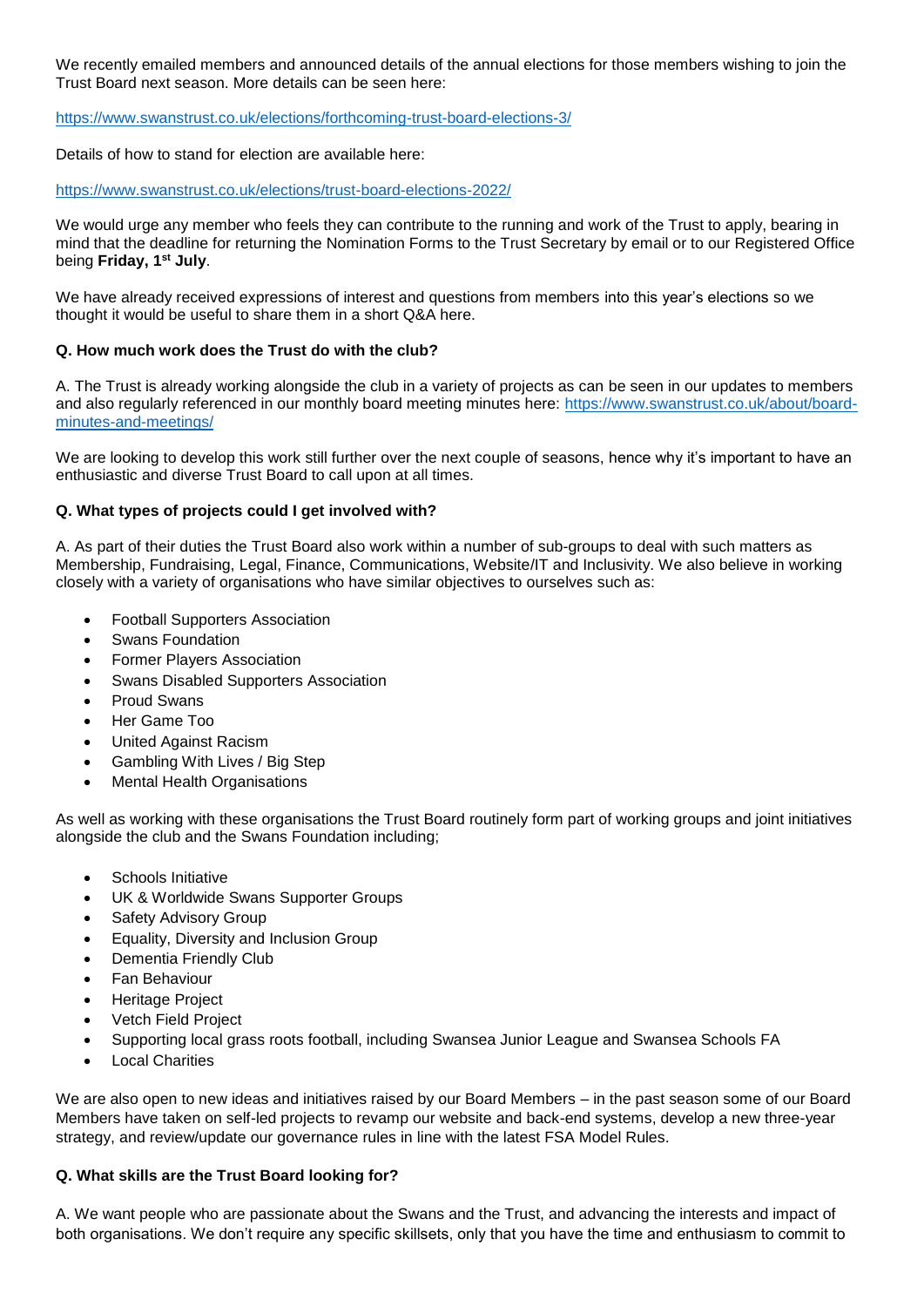We recently emailed members and announced details of the annual elections for those members wishing to join the Trust Board next season. More details can be seen here:

https://www.swanstrust.co.uk/elections/forthcoming-trust-board-elections-3/

Details of how to stand for election are available here:

https://www.swanstrust.co.uk/elections/trust-board-elections-2022/

We would urge any member who feels they can contribute to the running and work of the Trust to apply, bearing in mind that the deadline for returning the Nomination Forms to the Trust Secretary by email or to our Registered Office being **Friday, 1st July**.

We have already received expressions of interest and questions from members into this year's elections so we thought it would be useful to share them in a short Q&A here.

**Q. How much work does the Trust do with the club?**

A. The Trust is already working alongside the club in a variety of projects as can be seen in our updates to members and also regularly referenced in our monthly board meeting minutes here: https://www.swanstrust.co.uk/about/board-minutes-and-meetings/

We are looking to develop this work still further over the next couple of seasons, hence why it's important to have an enthusiastic and diverse Trust Board to call upon at all times.

**Q. What types of projects could I get involved with?**

A. As part of their duties the Trust Board also work within a number of sub-groups to deal with such matters as Membership, Fundraising, Legal, Finance, Communications, Website/IT and Inclusivity. We also believe in working closely with a variety of organisations who have similar objectives to ourselves such as:

- Football Supporters Association
- Swans Foundation
- Former Players Association
- Swans Disabled Supporters Association
- Proud Swans
- Her Game Too
- United Against Racism
- Gambling With Lives / Big Step
- Mental Health Organisations

As well as working with these organisations the Trust Board routinely form part of working groups and joint initiatives alongside the club and the Swans Foundation including;

- Schools Initiative
- UK & Worldwide Swans Supporter Groups
- Safety Advisory Group
- Equality, Diversity and Inclusion Group
- Dementia Friendly Club
- Fan Behaviour
- Heritage Project
- Vetch Field Project
- Supporting local grass roots football, including Swansea Junior League and Swansea Schools FA
- Local Charities

We are also open to new ideas and initiatives raised by our Board Members – in the past season some of our Board Members have taken on self-led projects to revamp our website and back-end systems, develop a new three-year strategy, and review/update our governance rules in line with the latest FSA Model Rules.

**Q. What skills are the Trust Board looking for?**

A. We want people who are passionate about the Swans and the Trust, and advancing the interests and impact of both organisations. We don't require any specific skillsets, only that you have the time and enthusiasm to commit to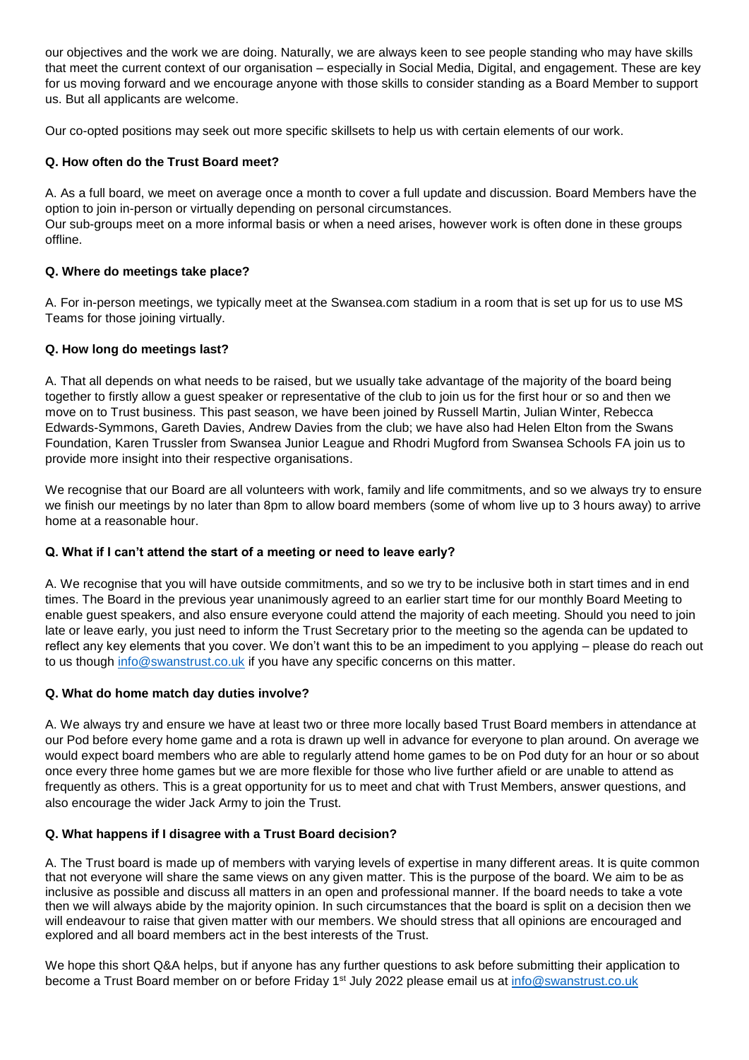our objectives and the work we are doing. Naturally, we are always keen to see people standing who may have skills that meet the current context of our organisation – especially in Social Media, Digital, and engagement. These are key for us moving forward and we encourage anyone with those skills to consider standing as a Board Member to support us. But all applicants are welcome.

Our co-opted positions may seek out more specific skillsets to help us with certain elements of our work.

**Q. How often do the Trust Board meet?**

A. As a full board, we meet on average once a month to cover a full update and discussion. Board Members have the option to join in-person or virtually depending on personal circumstances.
Our sub-groups meet on a more informal basis or when a need arises, however work is often done in these groups offline.

**Q. Where do meetings take place?**

A. For in-person meetings, we typically meet at the Swansea.com stadium in a room that is set up for us to use MS Teams for those joining virtually.

**Q. How long do meetings last?**

A. That all depends on what needs to be raised, but we usually take advantage of the majority of the board being together to firstly allow a guest speaker or representative of the club to join us for the first hour or so and then we move on to Trust business. This past season, we have been joined by Russell Martin, Julian Winter, Rebecca Edwards-Symmons, Gareth Davies, Andrew Davies from the club; we have also had Helen Elton from the Swans Foundation, Karen Trussler from Swansea Junior League and Rhodri Mugford from Swansea Schools FA join us to provide more insight into their respective organisations.

We recognise that our Board are all volunteers with work, family and life commitments, and so we always try to ensure we finish our meetings by no later than 8pm to allow board members (some of whom live up to 3 hours away) to arrive home at a reasonable hour.

**Q. What if I can't attend the start of a meeting or need to leave early?**

A. We recognise that you will have outside commitments, and so we try to be inclusive both in start times and in end times. The Board in the previous year unanimously agreed to an earlier start time for our monthly Board Meeting to enable guest speakers, and also ensure everyone could attend the majority of each meeting. Should you need to join late or leave early, you just need to inform the Trust Secretary prior to the meeting so the agenda can be updated to reflect any key elements that you cover. We don't want this to be an impediment to you applying – please do reach out to us though info@swanstrust.co.uk if you have any specific concerns on this matter.

**Q. What do home match day duties involve?**

A. We always try and ensure we have at least two or three more locally based Trust Board members in attendance at our Pod before every home game and a rota is drawn up well in advance for everyone to plan around. On average we would expect board members who are able to regularly attend home games to be on Pod duty for an hour or so about once every three home games but we are more flexible for those who live further afield or are unable to attend as frequently as others. This is a great opportunity for us to meet and chat with Trust Members, answer questions, and also encourage the wider Jack Army to join the Trust.

**Q. What happens if I disagree with a Trust Board decision?**

A. The Trust board is made up of members with varying levels of expertise in many different areas. It is quite common that not everyone will share the same views on any given matter. This is the purpose of the board. We aim to be as inclusive as possible and discuss all matters in an open and professional manner. If the board needs to take a vote then we will always abide by the majority opinion. In such circumstances that the board is split on a decision then we will endeavour to raise that given matter with our members. We should stress that all opinions are encouraged and explored and all board members act in the best interests of the Trust.

We hope this short Q&A helps, but if anyone has any further questions to ask before submitting their application to become a Trust Board member on or before Friday 1st July 2022 please email us at info@swanstrust.co.uk